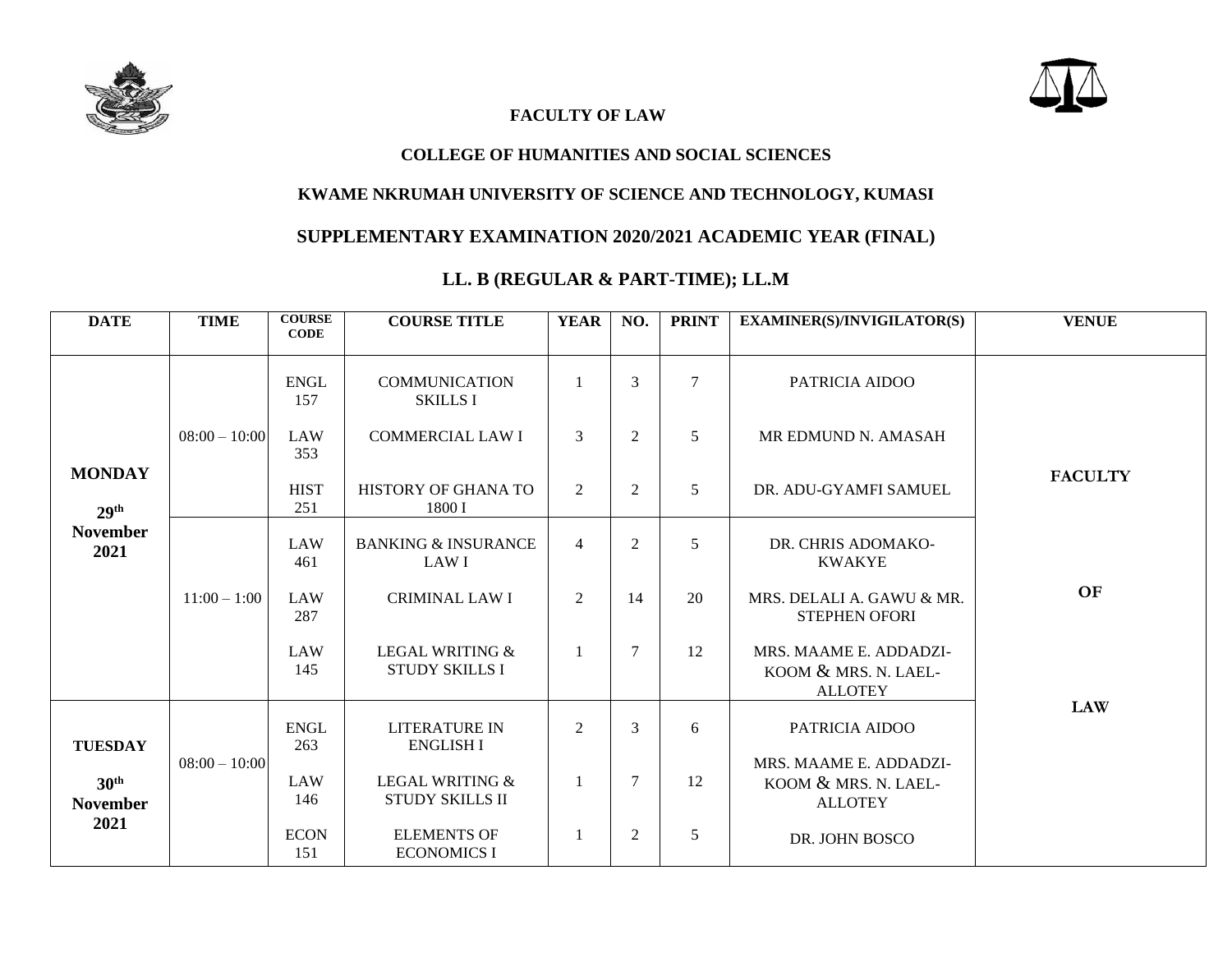**FACULTY OF LAW**

**COLLEGE OF HUMANITIES AND SOCIAL SCIENCES**

**KWAME NKRUMAH UNIVERSITY OF SCIENCE AND TECHNOLOGY, KUMASI**

**SUPPLEMENTARY EXAMINATION 2020/2021 ACADEMIC YEAR (FINAL)**

**LL. B (REGULAR & PART-TIME); LL.M**

| DATE | TIME | COURSE CODE | COURSE TITLE | YEAR | NO. | PRINT | EXAMINER(S)/INVIGILATOR(S) | VENUE |
|---|---|---|---|---|---|---|---|---|
| **MONDAY 29th November 2021** | 08:00 – 10:00 | ENGL 157 | COMMUNICATION SKILLS I | 1 | 3 | 7 | PATRICIA AIDOO | **FACULTY OF LAW** |
| | | LAW 353 | COMMERCIAL LAW I | 3 | 2 | 5 | MR EDMUND N. AMASAH | |
| | | HIST 251 | HISTORY OF GHANA TO 1800 I | 2 | 2 | 5 | DR. ADU-GYAMFI SAMUEL | |
| | 11:00 – 1:00 | LAW 461 | BANKING & INSURANCE LAW I | 4 | 2 | 5 | DR. CHRIS ADOMAKO-KWAKYE | |
| | | LAW 287 | CRIMINAL LAW I | 2 | 14 | 20 | MRS. DELALI A. GAWU & MR. STEPHEN OFORI | |
| | | LAW 145 | LEGAL WRITING & STUDY SKILLS I | 1 | 7 | 12 | MRS. MAAME E. ADDADZI-KOOM & MRS. N. LAEL-ALLOTEY | |
| **TUESDAY 30th November 2021** | 08:00 – 10:00 | ENGL 263 | LITERATURE IN ENGLISH I | 2 | 3 | 6 | PATRICIA AIDOO | |
| | | LAW 146 | LEGAL WRITING & STUDY SKILLS II | 1 | 7 | 12 | MRS. MAAME E. ADDADZI-KOOM & MRS. N. LAEL-ALLOTEY | |
| | | ECON 151 | ELEMENTS OF ECONOMICS I | 1 | 2 | 5 | DR. JOHN BOSCO | |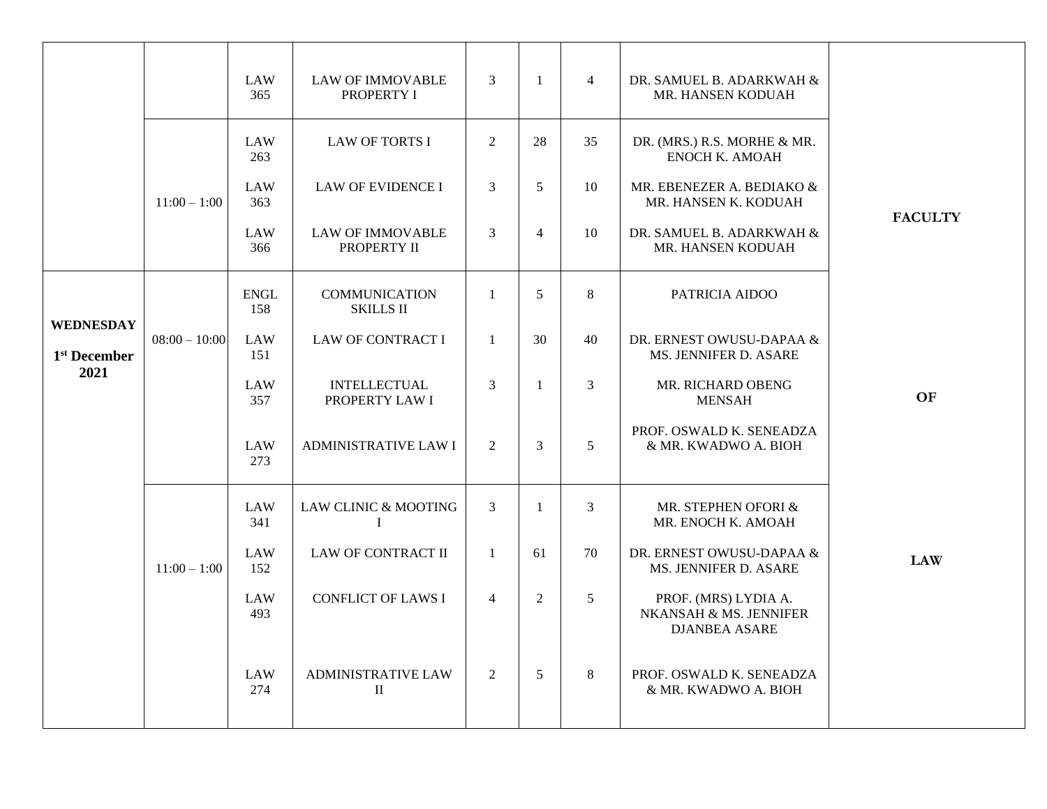| | | LAW 365 | LAW OF IMMOVABLE PROPERTY I | 3 | 1 | 4 | DR. SAMUEL B. ADARKWAH & MR. HANSEN KODUAH | FACULTY OF LAW |
|---|---|---|---|---|---|---|---|---|
| | 11:00 – 1:00 | LAW 263 | LAW OF TORTS I | 2 | 28 | 35 | DR. (MRS.) R.S. MORHE & MR. ENOCH K. AMOAH | |
| | | LAW 363 | LAW OF EVIDENCE I | 3 | 5 | 10 | MR. EBENEZER A. BEDIAKO & MR. HANSEN K. KODUAH | |
| | | LAW 366 | LAW OF IMMOVABLE PROPERTY II | 3 | 4 | 10 | DR. SAMUEL B. ADARKWAH & MR. HANSEN KODUAH | |
| **WEDNESDAY 1st December 2021** | 08:00 – 10:00 | ENGL 158 | COMMUNICATION SKILLS II | 1 | 5 | 8 | PATRICIA AIDOO | |
| | | LAW 151 | LAW OF CONTRACT I | 1 | 30 | 40 | DR. ERNEST OWUSU-DAPAA & MS. JENNIFER D. ASARE | |
| | | LAW 357 | INTELLECTUAL PROPERTY LAW I | 3 | 1 | 3 | MR. RICHARD OBENG MENSAH | |
| | | LAW 273 | ADMINISTRATIVE LAW I | 2 | 3 | 5 | PROF. OSWALD K. SENEADZA & MR. KWADWO A. BIOH | |
| | 11:00 – 1:00 | LAW 341 | LAW CLINIC & MOOTING I | 3 | 1 | 3 | MR. STEPHEN OFORI & MR. ENOCH K. AMOAH | |
| | | LAW 152 | LAW OF CONTRACT II | 1 | 61 | 70 | DR. ERNEST OWUSU-DAPAA & MS. JENNIFER D. ASARE | |
| | | LAW 493 | CONFLICT OF LAWS I | 4 | 2 | 5 | PROF. (MRS) LYDIA A. NKANSAH & MS. JENNIFER DJANBEA ASARE | |
| | | LAW 274 | ADMINISTRATIVE LAW II | 2 | 5 | 8 | PROF. OSWALD K. SENEADZA & MR. KWADWO A. BIOH | |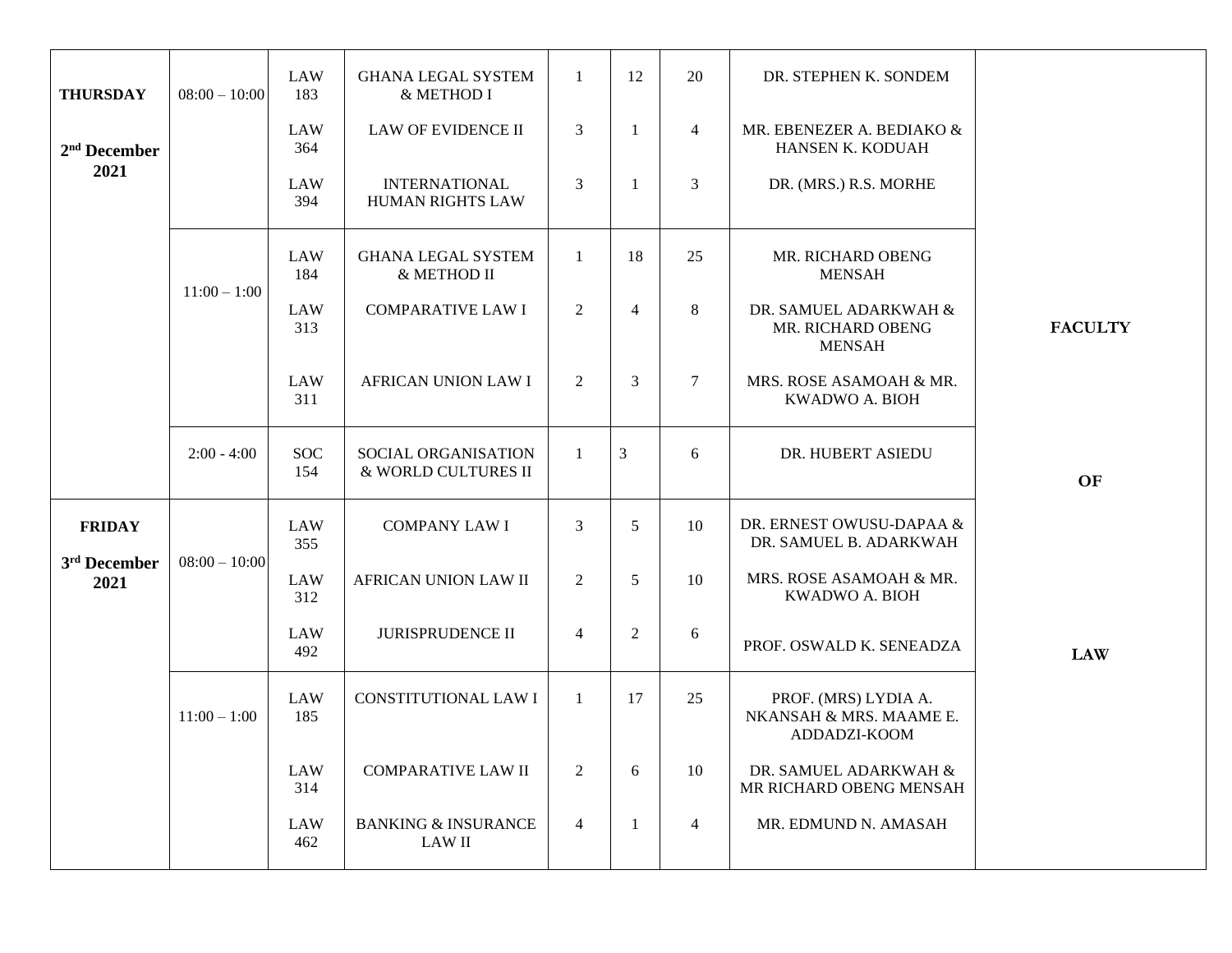| | | | | | | | | |
|---|---|---|---|---|---|---|---|---|
| **THURSDAY**<br><br>**2nd December 2021** | 08:00 – 10:00 | LAW 183 | GHANA LEGAL SYSTEM & METHOD I | 1 | 12 | 20 | DR. STEPHEN K. SONDEM | **FACULTY OF LAW** |
| | | LAW 364 | LAW OF EVIDENCE II | 3 | 1 | 4 | MR. EBENEZER A. BEDIAKO & HANSEN K. KODUAH | |
| | | LAW 394 | INTERNATIONAL HUMAN RIGHTS LAW | 3 | 1 | 3 | DR. (MRS.) R.S. MORHE | |
| | 11:00 – 1:00 | LAW 184 | GHANA LEGAL SYSTEM & METHOD II | 1 | 18 | 25 | MR. RICHARD OBENG MENSAH | |
| | | LAW 313 | COMPARATIVE LAW I | 2 | 4 | 8 | DR. SAMUEL ADARKWAH & MR. RICHARD OBENG MENSAH | |
| | | LAW 311 | AFRICAN UNION LAW I | 2 | 3 | 7 | MRS. ROSE ASAMOAH & MR. KWADWO A. BIOH | |
| | 2:00 - 4:00 | SOC 154 | SOCIAL ORGANISATION & WORLD CULTURES II | 1 | 3 | 6 | DR. HUBERT ASIEDU | |
| **FRIDAY**<br><br>**3rd December 2021** | 08:00 – 10:00 | LAW 355 | COMPANY LAW I | 3 | 5 | 10 | DR. ERNEST OWUSU-DAPAA & DR. SAMUEL B. ADARKWAH | |
| | | LAW 312 | AFRICAN UNION LAW II | 2 | 5 | 10 | MRS. ROSE ASAMOAH & MR. KWADWO A. BIOH | |
| | | LAW 492 | JURISPRUDENCE II | 4 | 2 | 6 | PROF. OSWALD K. SENEADZA | |
| | 11:00 – 1:00 | LAW 185 | CONSTITUTIONAL LAW I | 1 | 17 | 25 | PROF. (MRS) LYDIA A. NKANSAH & MRS. MAAME E. ADDADZI-KOOM | |
| | | LAW 314 | COMPARATIVE LAW II | 2 | 6 | 10 | DR. SAMUEL ADARKWAH & MR RICHARD OBENG MENSAH | |
| | | LAW 462 | BANKING & INSURANCE LAW II | 4 | 1 | 4 | MR. EDMUND N. AMASAH | |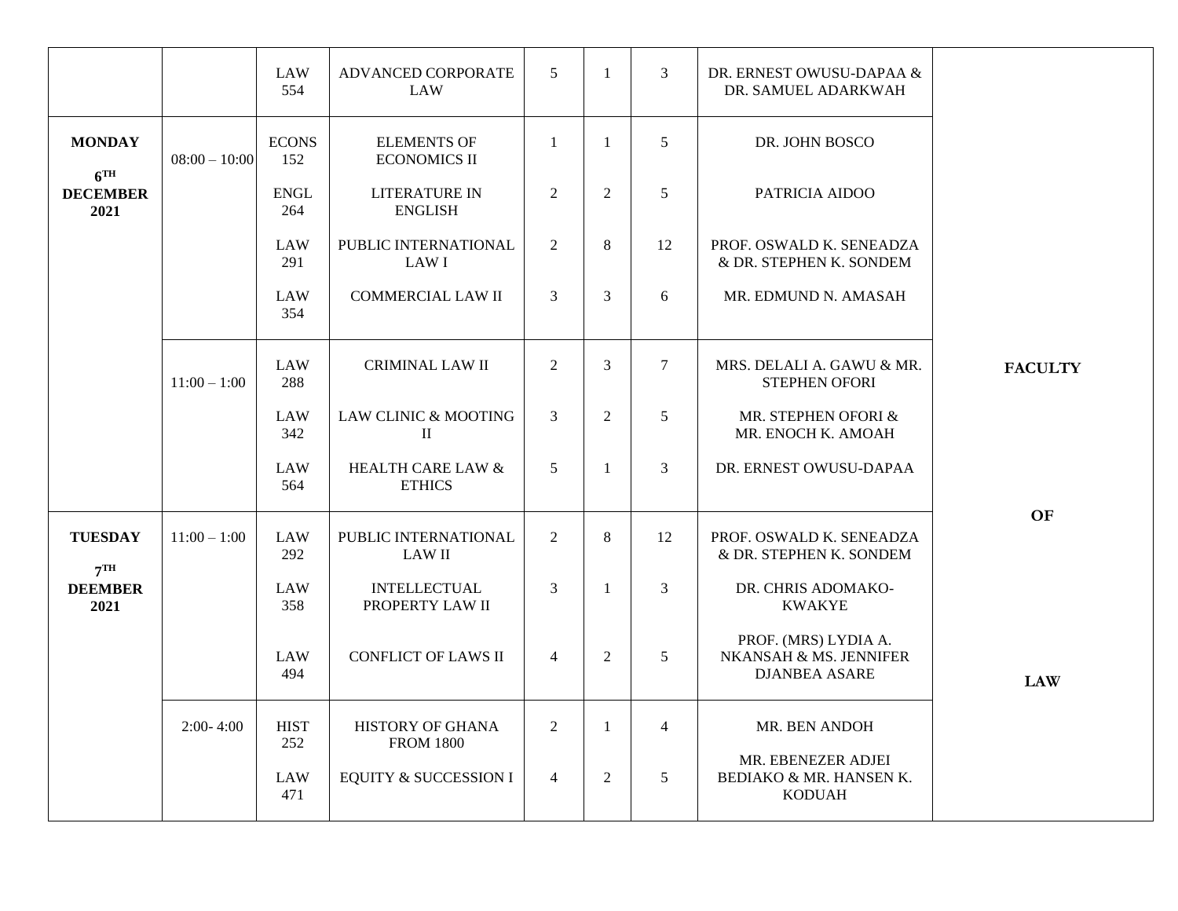| | | | | | | | | |
|---|---|---|---|---|---|---|---|---|
| | | LAW 554 | ADVANCED CORPORATE LAW | 5 | 1 | 3 | DR. ERNEST OWUSU-DAPAA & DR. SAMUEL ADARKWAH | FACULTY OF LAW |
| **MONDAY 6TH DECEMBER 2021** | 08:00 – 10:00 | ECONS 152 | ELEMENTS OF ECONOMICS II | 1 | 1 | 5 | DR. JOHN BOSCO | |
| | | ENGL 264 | LITERATURE IN ENGLISH | 2 | 2 | 5 | PATRICIA AIDOO | |
| | | LAW 291 | PUBLIC INTERNATIONAL LAW I | 2 | 8 | 12 | PROF. OSWALD K. SENEADZA & DR. STEPHEN K. SONDEM | |
| | | LAW 354 | COMMERCIAL LAW II | 3 | 3 | 6 | MR. EDMUND N. AMASAH | |
| | 11:00 – 1:00 | LAW 288 | CRIMINAL LAW II | 2 | 3 | 7 | MRS. DELALI A. GAWU & MR. STEPHEN OFORI | |
| | | LAW 342 | LAW CLINIC & MOOTING II | 3 | 2 | 5 | MR. STEPHEN OFORI & MR. ENOCH K. AMOAH | |
| | | LAW 564 | HEALTH CARE LAW & ETHICS | 5 | 1 | 3 | DR. ERNEST OWUSU-DAPAA | |
| **TUESDAY 7TH DEEMBER 2021** | 11:00 – 1:00 | LAW 292 | PUBLIC INTERNATIONAL LAW II | 2 | 8 | 12 | PROF. OSWALD K. SENEADZA & DR. STEPHEN K. SONDEM | |
| | | LAW 358 | INTELLECTUAL PROPERTY LAW II | 3 | 1 | 3 | DR. CHRIS ADOMAKO-KWAKYE | |
| | | LAW 494 | CONFLICT OF LAWS II | 4 | 2 | 5 | PROF. (MRS) LYDIA A. NKANSAH & MS. JENNIFER DJANBEA ASARE | |
| | 2:00- 4:00 | HIST 252 | HISTORY OF GHANA FROM 1800 | 2 | 1 | 4 | MR. BEN ANDOH | |
| | | LAW 471 | EQUITY & SUCCESSION I | 4 | 2 | 5 | MR. EBENEZER ADJEI BEDIAKO & MR. HANSEN K. KODUAH | |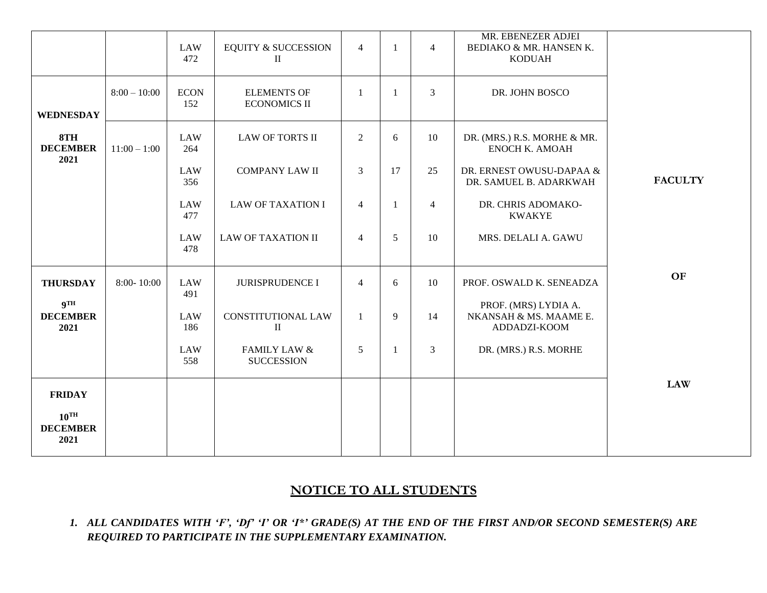| | | | | | | | | |
|---|---|---|---|---|---|---|---|---|
| | | LAW 472 | EQUITY & SUCCESSION II | 4 | 1 | 4 | MR. EBENEZER ADJEI BEDIAKO & MR. HANSEN K. KODUAH | |
| **WEDNESDAY 8TH DECEMBER 2021** | 8:00 – 10:00 | ECON 152 | ELEMENTS OF ECONOMICS II | 1 | 1 | 3 | DR. JOHN BOSCO | |
| | 11:00 – 1:00 | LAW 264 | LAW OF TORTS II | 2 | 6 | 10 | DR. (MRS.) R.S. MORHE & MR. ENOCH K. AMOAH | |
| | | LAW 356 | COMPANY LAW II | 3 | 17 | 25 | DR. ERNEST OWUSU-DAPAA & DR. SAMUEL B. ADARKWAH | **FACULTY** |
| | | LAW 477 | LAW OF TAXATION I | 4 | 1 | 4 | DR. CHRIS ADOMAKO-KWAKYE | |
| | | LAW 478 | LAW OF TAXATION II | 4 | 5 | 10 | MRS. DELALI A. GAWU | |
| **THURSDAY 9TH DECEMBER 2021** | 8:00- 10:00 | LAW 491 | JURISPRUDENCE I | 4 | 6 | 10 | PROF. OSWALD K. SENEADZA | **OF** |
| | | LAW 186 | CONSTITUTIONAL LAW II | 1 | 9 | 14 | PROF. (MRS) LYDIA A. NKANSAH & MS. MAAME E. ADDADZI-KOOM | |
| | | LAW 558 | FAMILY LAW & SUCCESSION | 5 | 1 | 3 | DR. (MRS.) R.S. MORHE | |
| **FRIDAY 10TH DECEMBER 2021** | | | | | | | | **LAW** |

## NOTICE TO ALL STUDENTS

1. ***ALL CANDIDATES WITH 'F', 'Df' 'I' OR 'I*' GRADE(S) AT THE END OF THE FIRST AND/OR SECOND SEMESTER(S) ARE REQUIRED TO PARTICIPATE IN THE SUPPLEMENTARY EXAMINATION.***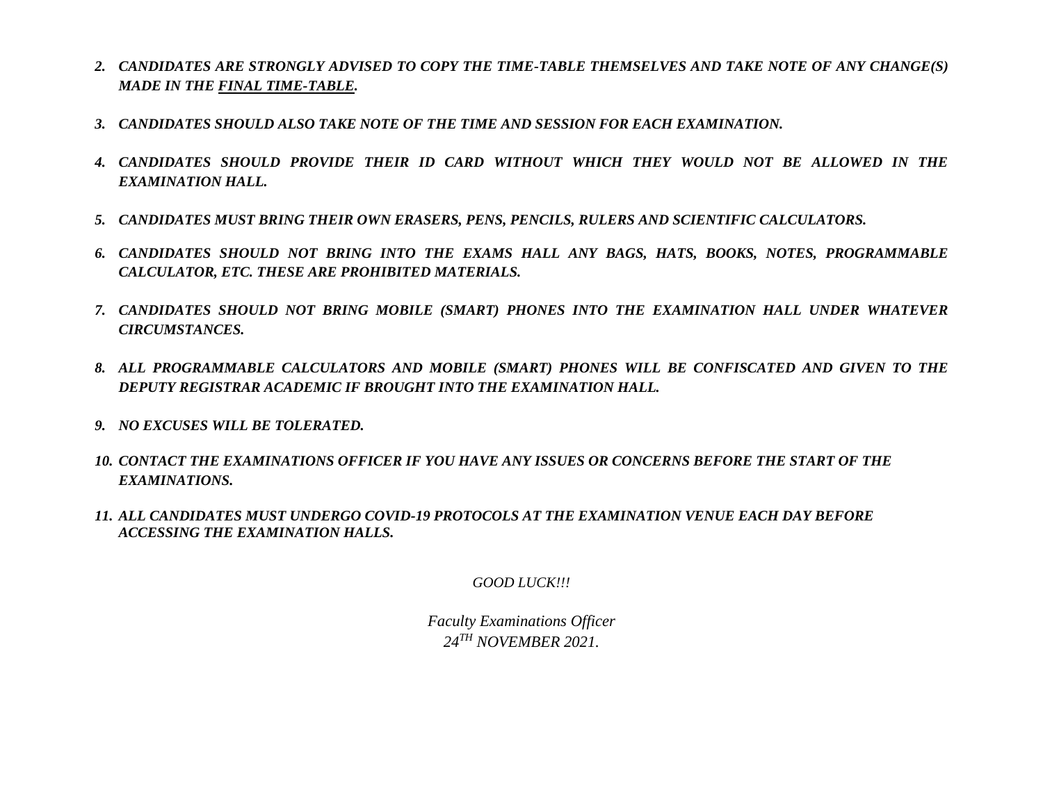2. ***CANDIDATES ARE STRONGLY ADVISED TO COPY THE TIME-TABLE THEMSELVES AND TAKE NOTE OF ANY CHANGE(S) MADE IN THE <u>FINAL TIME-TABLE</u>.***

3. ***CANDIDATES SHOULD ALSO TAKE NOTE OF THE TIME AND SESSION FOR EACH EXAMINATION.***

4. ***CANDIDATES SHOULD PROVIDE THEIR ID CARD WITHOUT WHICH THEY WOULD NOT BE ALLOWED IN THE EXAMINATION HALL.***

5. ***CANDIDATES MUST BRING THEIR OWN ERASERS, PENS, PENCILS, RULERS AND SCIENTIFIC CALCULATORS.***

6. ***CANDIDATES SHOULD NOT BRING INTO THE EXAMS HALL ANY BAGS, HATS, BOOKS, NOTES, PROGRAMMABLE CALCULATOR, ETC. THESE ARE PROHIBITED MATERIALS.***

7. ***CANDIDATES SHOULD NOT BRING MOBILE (SMART) PHONES INTO THE EXAMINATION HALL UNDER WHATEVER CIRCUMSTANCES.***

8. ***ALL PROGRAMMABLE CALCULATORS AND MOBILE (SMART) PHONES WILL BE CONFISCATED AND GIVEN TO THE DEPUTY REGISTRAR ACADEMIC IF BROUGHT INTO THE EXAMINATION HALL.***

9. ***NO EXCUSES WILL BE TOLERATED.***

10. ***CONTACT THE EXAMINATIONS OFFICER IF YOU HAVE ANY ISSUES OR CONCERNS BEFORE THE START OF THE EXAMINATIONS.***

11. ***ALL CANDIDATES MUST UNDERGO COVID-19 PROTOCOLS AT THE EXAMINATION VENUE EACH DAY BEFORE ACCESSING THE EXAMINATION HALLS.***

*GOOD LUCK!!!*

*Faculty Examinations Officer*
*24^TH NOVEMBER 2021.*